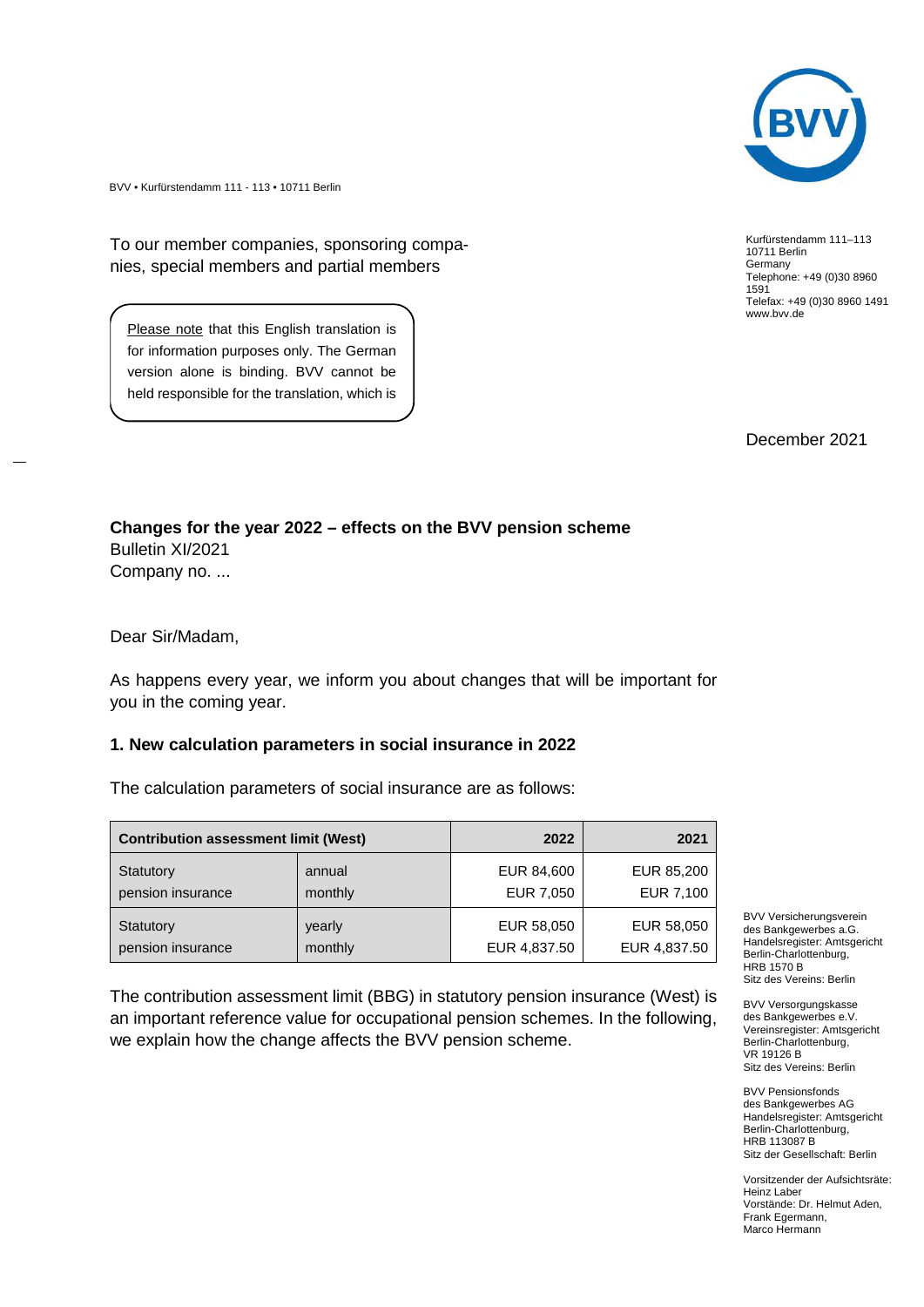BVV • Kurfürstendamm 111 - 113 • 10711 Berlin

To our member companies, sponsoring companies, special members and partial members

Please note that this English translation is for information purposes only. The German version alone is binding. BVV cannot be held responsible for the translation, which is

Kurfürstendamm 111–113
10711 Berlin
Germany
Telephone: +49 (0)30 8960 1591
Telefax: +49 (0)30 8960 1491
www.bvv.de

December 2021

**Changes for the year 2022 – effects on the BVV pension scheme**
Bulletin XI/2021
Company no. ...

Dear Sir/Madam,

As happens every year, we inform you about changes that will be important for you in the coming year.

### 1. New calculation parameters in social insurance in 2022

The calculation parameters of social insurance are as follows:

| Contribution assessment limit (West) | | 2022 | 2021 |
|---|---|---|---|
| Statutory pension insurance | annual<br>monthly | EUR 84,600<br>EUR 7,050 | EUR 85,200<br>EUR 7,100 |
| Statutory pension insurance | yearly<br>monthly | EUR 58,050<br>EUR 4,837.50 | EUR 58,050<br>EUR 4,837.50 |

The contribution assessment limit (BBG) in statutory pension insurance (West) is an important reference value for occupational pension schemes. In the following, we explain how the change affects the BVV pension scheme.

BVV Versicherungsverein des Bankgewerbes a.G.
Handelsregister: Amtsgericht Berlin-Charlottenburg, HRB 1570 B
Sitz des Vereins: Berlin

BVV Versorgungskasse des Bankgewerbes e.V.
Vereinsregister: Amtsgericht Berlin-Charlottenburg, VR 19126 B
Sitz des Vereins: Berlin

BVV Pensionsfonds des Bankgewerbes AG
Handelsregister: Amtsgericht Berlin-Charlottenburg, HRB 113087 B
Sitz der Gesellschaft: Berlin

Vorsitzender der Aufsichtsräte: Heinz Laber
Vorstände: Dr. Helmut Aden, Frank Egermann, Marco Hermann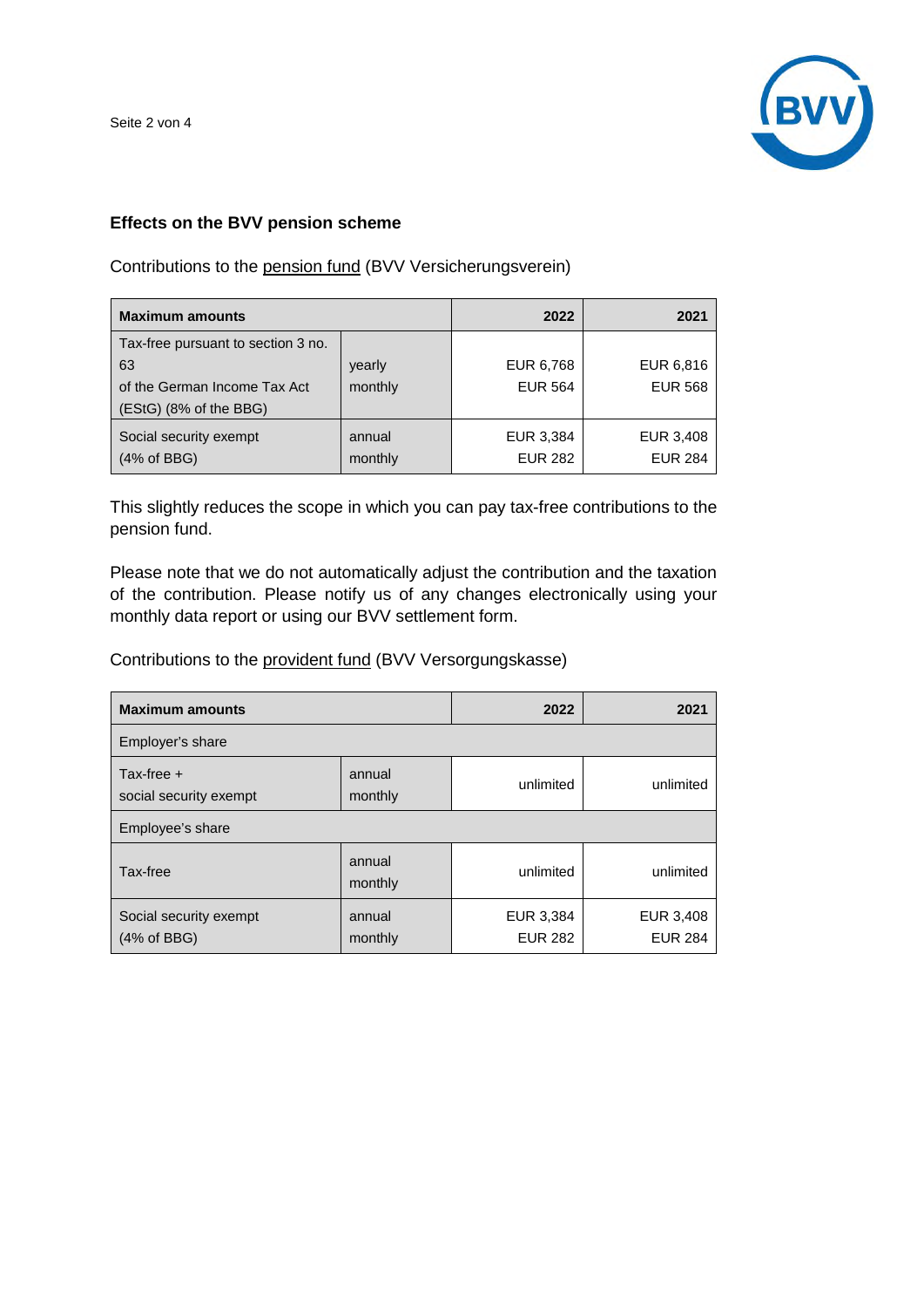## Effects on the BVV pension scheme

Contributions to the pension fund (BVV Versicherungsverein)

| Maximum amounts | | 2022 | 2021 |
|---|---|---|---|
| Tax-free pursuant to section 3 no. 63 of the German Income Tax Act (EStG) (8% of the BBG) | yearly<br>monthly | EUR 6,768<br>EUR 564 | EUR 6,816<br>EUR 568 |
| Social security exempt (4% of BBG) | annual<br>monthly | EUR 3,384<br>EUR 282 | EUR 3,408<br>EUR 284 |

This slightly reduces the scope in which you can pay tax-free contributions to the pension fund.

Please note that we do not automatically adjust the contribution and the taxation of the contribution. Please notify us of any changes electronically using your monthly data report or using our BVV settlement form.

Contributions to the provident fund (BVV Versorgungskasse)

| Maximum amounts | | 2022 | 2021 |
|---|---|---|---|
| Employer's share | | | |
| Tax-free + social security exempt | annual<br>monthly | unlimited | unlimited |
| Employee's share | | | |
| Tax-free | annual<br>monthly | unlimited | unlimited |
| Social security exempt (4% of BBG) | annual<br>monthly | EUR 3,384<br>EUR 282 | EUR 3,408<br>EUR 284 |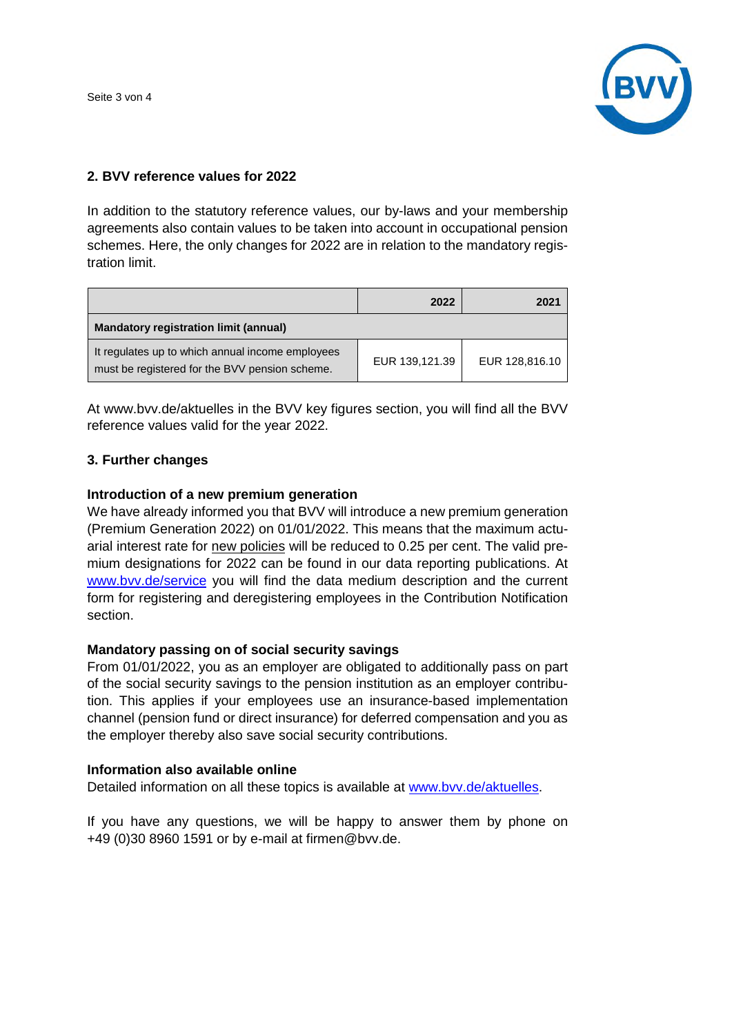## 2. BVV reference values for 2022

In addition to the statutory reference values, our by-laws and your membership agreements also contain values to be taken into account in occupational pension schemes. Here, the only changes for 2022 are in relation to the mandatory registration limit.

| | 2022 | 2021 |
|---|---|---|
| **Mandatory registration limit (annual)** | | |
| It regulates up to which annual income employees must be registered for the BVV pension scheme. | EUR 139,121.39 | EUR 128,816.10 |

At www.bvv.de/aktuelles in the BVV key figures section, you will find all the BVV reference values valid for the year 2022.

## 3. Further changes

### Introduction of a new premium generation

We have already informed you that BVV will introduce a new premium generation (Premium Generation 2022) on 01/01/2022. This means that the maximum actuarial interest rate for new policies will be reduced to 0.25 per cent. The valid premium designations for 2022 can be found in our data reporting publications. At www.bvv.de/service you will find the data medium description and the current form for registering and deregistering employees in the Contribution Notification section.

### Mandatory passing on of social security savings

From 01/01/2022, you as an employer are obligated to additionally pass on part of the social security savings to the pension institution as an employer contribution. This applies if your employees use an insurance-based implementation channel (pension fund or direct insurance) for deferred compensation and you as the employer thereby also save social security contributions.

### Information also available online

Detailed information on all these topics is available at www.bvv.de/aktuelles.

If you have any questions, we will be happy to answer them by phone on +49 (0)30 8960 1591 or by e-mail at firmen@bvv.de.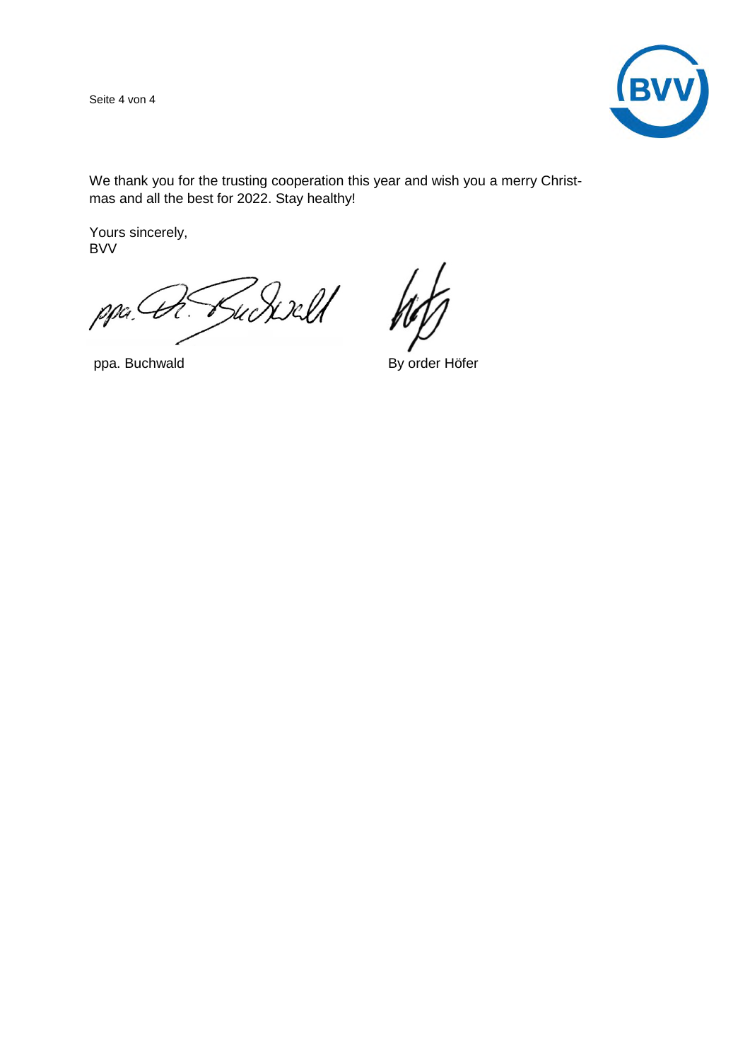We thank you for the trusting cooperation this year and wish you a merry Christmas and all the best for 2022. Stay healthy!

Yours sincerely,
BVV

ppa. Buchwald By order Höfer